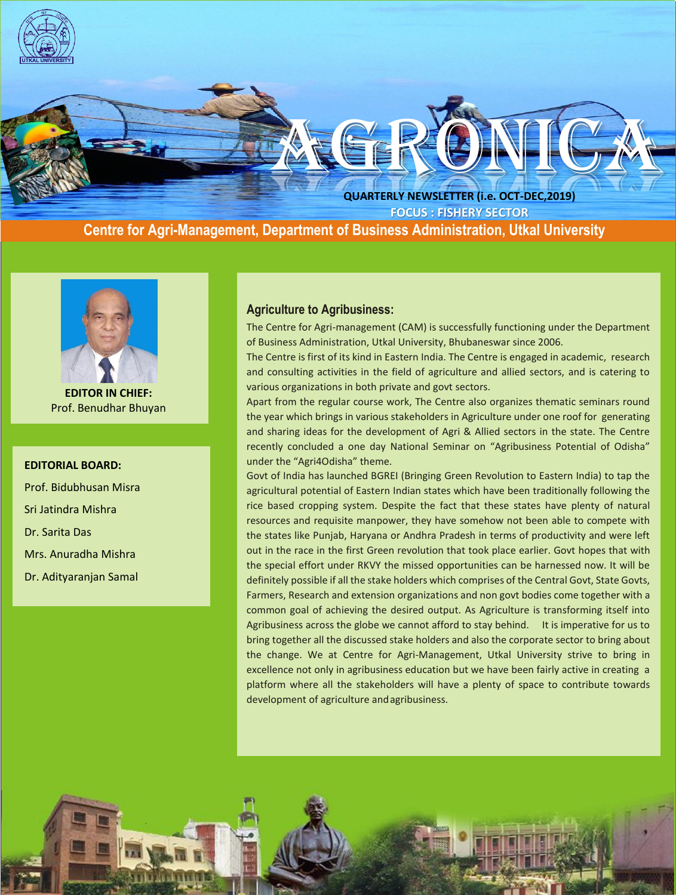# AGRONICA

QUARTERLY NEWSLETTER (i.e. OCT-DEC,2019)

FOCUS : FISHERY SECTOR

**Centre for Agri-Management, Department of Business Administration, Utkal University**

**EDITOR IN CHIEF:**
Prof. Benudhar Bhuyan

**EDITORIAL BOARD:**

Prof. Bidubhusan Misra

Sri Jatindra Mishra

Dr. Sarita Das

Mrs. Anuradha Mishra

Dr. Adityaranjan Samal

## Agriculture to Agribusiness:

The Centre for Agri-management (CAM) is successfully functioning under the Department of Business Administration, Utkal University, Bhubaneswar since 2006.

The Centre is first of its kind in Eastern India. The Centre is engaged in academic, research and consulting activities in the field of agriculture and allied sectors, and is catering to various organizations in both private and govt sectors.

Apart from the regular course work, The Centre also organizes thematic seminars round the year which brings in various stakeholders in Agriculture under one roof for generating and sharing ideas for the development of Agri & Allied sectors in the state. The Centre recently concluded a one day National Seminar on "Agribusiness Potential of Odisha" under the "Agri4Odisha" theme.

Govt of India has launched BGREI (Bringing Green Revolution to Eastern India) to tap the agricultural potential of Eastern Indian states which have been traditionally following the rice based cropping system. Despite the fact that these states have plenty of natural resources and requisite manpower, they have somehow not been able to compete with the states like Punjab, Haryana or Andhra Pradesh in terms of productivity and were left out in the race in the first Green revolution that took place earlier. Govt hopes that with the special effort under RKVY the missed opportunities can be harnessed now. It will be definitely possible if all the stake holders which comprises of the Central Govt, State Govts, Farmers, Research and extension organizations and non govt bodies come together with a common goal of achieving the desired output. As Agriculture is transforming itself into Agribusiness across the globe we cannot afford to stay behind. It is imperative for us to bring together all the discussed stake holders and also the corporate sector to bring about the change. We at Centre for Agri-Management, Utkal University strive to bring in excellence not only in agribusiness education but we have been fairly active in creating a platform where all the stakeholders will have a plenty of space to contribute towards development of agriculture and agribusiness.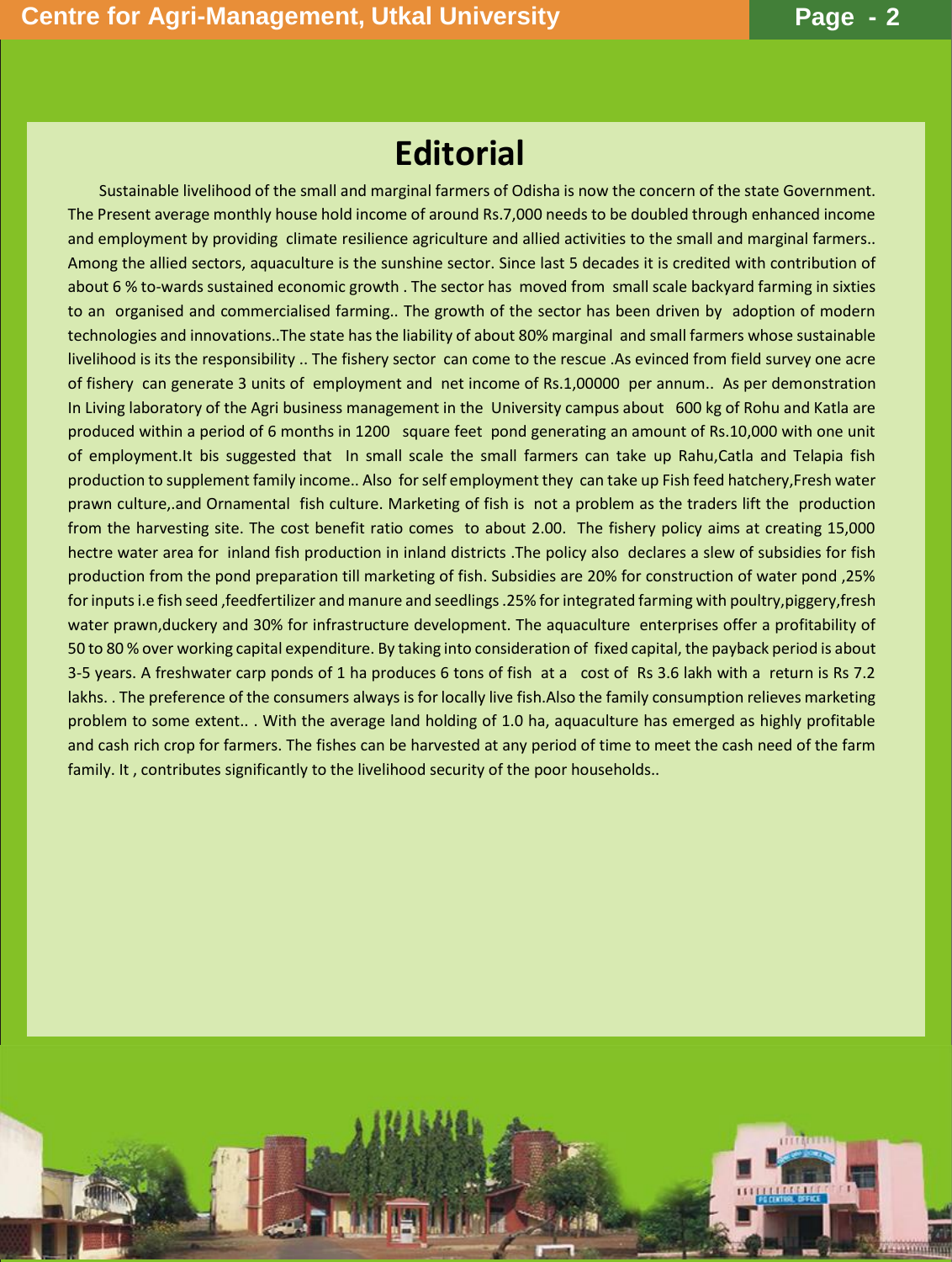# Editorial

Sustainable livelihood of the small and marginal farmers of Odisha is now the concern of the state Government. The Present average monthly house hold income of around Rs.7,000 needs to be doubled through enhanced income and employment by providing climate resilience agriculture and allied activities to the small and marginal farmers.. Among the allied sectors, aquaculture is the sunshine sector. Since last 5 decades it is credited with contribution of about 6 % to-wards sustained economic growth . The sector has moved from small scale backyard farming in sixties to an organised and commercialised farming.. The growth of the sector has been driven by adoption of modern technologies and innovations..The state has the liability of about 80% marginal and small farmers whose sustainable livelihood is its the responsibility .. The fishery sector can come to the rescue .As evinced from field survey one acre of fishery can generate 3 units of employment and net income of Rs.1,00000 per annum.. As per demonstration In Living laboratory of the Agri business management in the University campus about 600 kg of Rohu and Katla are produced within a period of 6 months in 1200 square feet pond generating an amount of Rs.10,000 with one unit of employment.It bis suggested that In small scale the small farmers can take up Rahu,Catla and Telapia fish production to supplement family income.. Also for self employment they can take up Fish feed hatchery,Fresh water prawn culture,.and Ornamental fish culture. Marketing of fish is not a problem as the traders lift the production from the harvesting site. The cost benefit ratio comes to about 2.00. The fishery policy aims at creating 15,000 hectre water area for inland fish production in inland districts .The policy also declares a slew of subsidies for fish production from the pond preparation till marketing of fish. Subsidies are 20% for construction of water pond ,25% for inputs i.e fish seed ,feedfertilizer and manure and seedlings .25% for integrated farming with poultry,piggery,fresh water prawn,duckery and 30% for infrastructure development. The aquaculture enterprises offer a profitability of 50 to 80 % over working capital expenditure. By taking into consideration of fixed capital, the payback period is about 3-5 years. A freshwater carp ponds of 1 ha produces 6 tons of fish at a cost of Rs 3.6 lakh with a return is Rs 7.2 lakhs. . The preference of the consumers always is for locally live fish.Also the family consumption relieves marketing problem to some extent.. . With the average land holding of 1.0 ha, aquaculture has emerged as highly profitable and cash rich crop for farmers. The fishes can be harvested at any period of time to meet the cash need of the farm family. It , contributes significantly to the livelihood security of the poor households..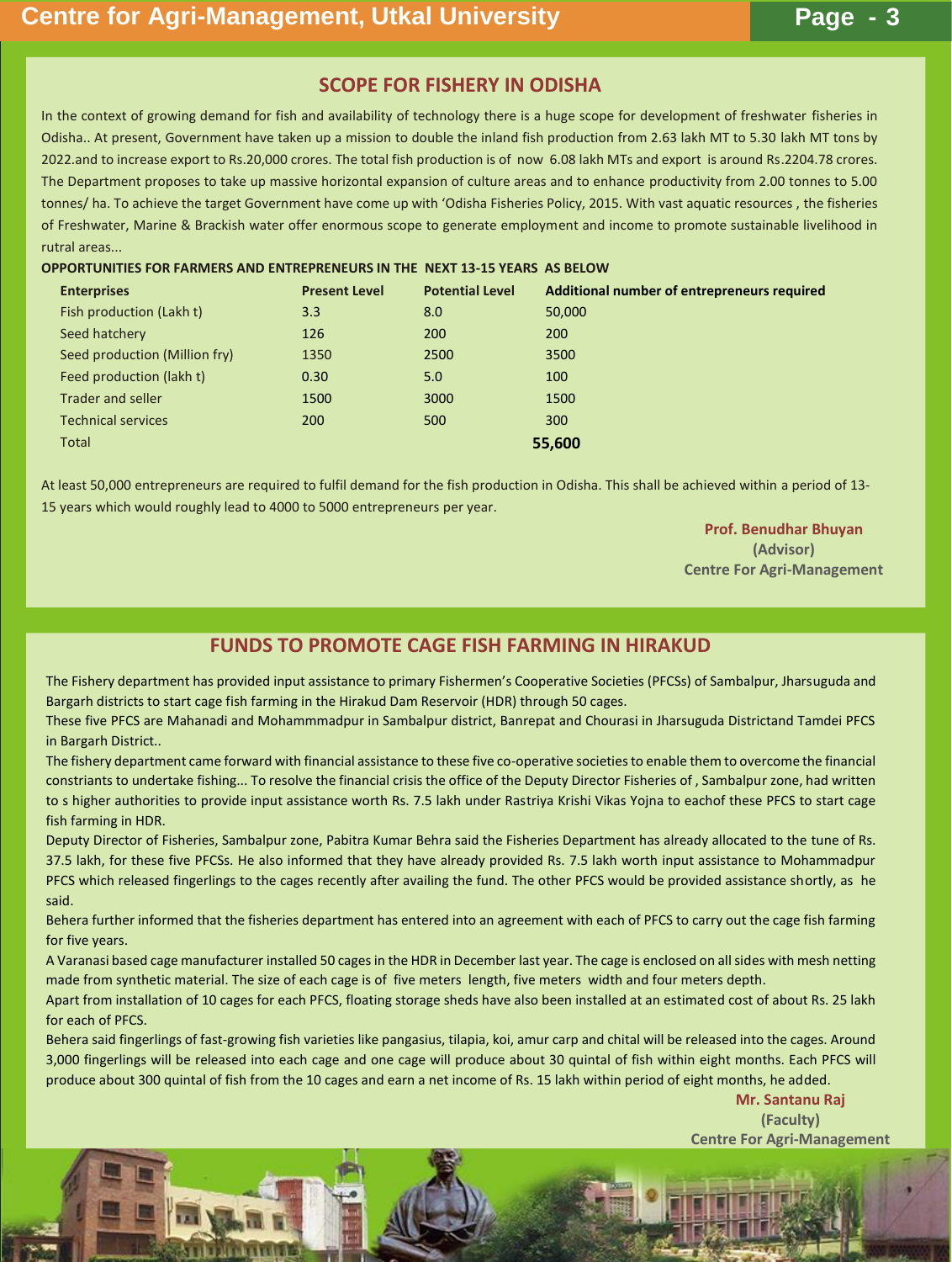## SCOPE FOR FISHERY IN ODISHA

In the context of growing demand for fish and availability of technology there is a huge scope for development of freshwater fisheries in Odisha.. At present, Government have taken up a mission to double the inland fish production from 2.63 lakh MT to 5.30 lakh MT tons by 2022.and to increase export to Rs.20,000 crores. The total fish production is of now 6.08 lakh MTs and export is around Rs.2204.78 crores. The Department proposes to take up massive horizontal expansion of culture areas and to enhance productivity from 2.00 tonnes to 5.00 tonnes/ ha. To achieve the target Government have come up with 'Odisha Fisheries Policy, 2015. With vast aquatic resources , the fisheries of Freshwater, Marine & Brackish water offer enormous scope to generate employment and income to promote sustainable livelihood in rutral areas...

**OPPORTUNITIES FOR FARMERS AND ENTREPRENEURS IN THE NEXT 13-15 YEARS AS BELOW**

| Enterprises | Present Level | Potential Level | Additional number of entrepreneurs required |
|---|---|---|---|
| Fish production (Lakh t) | 3.3 | 8.0 | 50,000 |
| Seed hatchery | 126 | 200 | 200 |
| Seed production (Million fry) | 1350 | 2500 | 3500 |
| Feed production (lakh t) | 0.30 | 5.0 | 100 |
| Trader and seller | 1500 | 3000 | 1500 |
| Technical services | 200 | 500 | 300 |
| Total | | | **55,600** |

At least 50,000 entrepreneurs are required to fulfil demand for the fish production in Odisha. This shall be achieved within a period of 13-15 years which would roughly lead to 4000 to 5000 entrepreneurs per year.

**Prof. Benudhar Bhuyan**
**(Advisor)**
**Centre For Agri-Management**

## FUNDS TO PROMOTE CAGE FISH FARMING IN HIRAKUD

The Fishery department has provided input assistance to primary Fishermen's Cooperative Societies (PFCSs) of Sambalpur, Jharsuguda and Bargarh districts to start cage fish farming in the Hirakud Dam Reservoir (HDR) through 50 cages.

These five PFCS are Mahanadi and Mohammmadpur in Sambalpur district, Banrepat and Chourasi in Jharsuguda Districtand Tamdei PFCS in Bargarh District..

The fishery department came forward with financial assistance to these five co-operative societies to enable them to overcome the financial constriants to undertake fishing... To resolve the financial crisis the office of the Deputy Director Fisheries of , Sambalpur zone, had written to s higher authorities to provide input assistance worth Rs. 7.5 lakh under Rastriya Krishi Vikas Yojna to eachof these PFCS to start cage fish farming in HDR.

Deputy Director of Fisheries, Sambalpur zone, Pabitra Kumar Behra said the Fisheries Department has already allocated to the tune of Rs. 37.5 lakh, for these five PFCSs. He also informed that they have already provided Rs. 7.5 lakh worth input assistance to Mohammadpur PFCS which released fingerlings to the cages recently after availing the fund. The other PFCS would be provided assistance shortly, as he said.

Behera further informed that the fisheries department has entered into an agreement with each of PFCS to carry out the cage fish farming for five years.

A Varanasi based cage manufacturer installed 50 cages in the HDR in December last year. The cage is enclosed on all sides with mesh netting made from synthetic material. The size of each cage is of five meters length, five meters width and four meters depth.

Apart from installation of 10 cages for each PFCS, floating storage sheds have also been installed at an estimated cost of about Rs. 25 lakh for each of PFCS.

Behera said fingerlings of fast-growing fish varieties like pangasius, tilapia, koi, amur carp and chital will be released into the cages. Around 3,000 fingerlings will be released into each cage and one cage will produce about 30 quintal of fish within eight months. Each PFCS will produce about 300 quintal of fish from the 10 cages and earn a net income of Rs. 15 lakh within period of eight months, he added.

**Mr. Santanu Raj**
**(Faculty)**
**Centre For Agri-Management**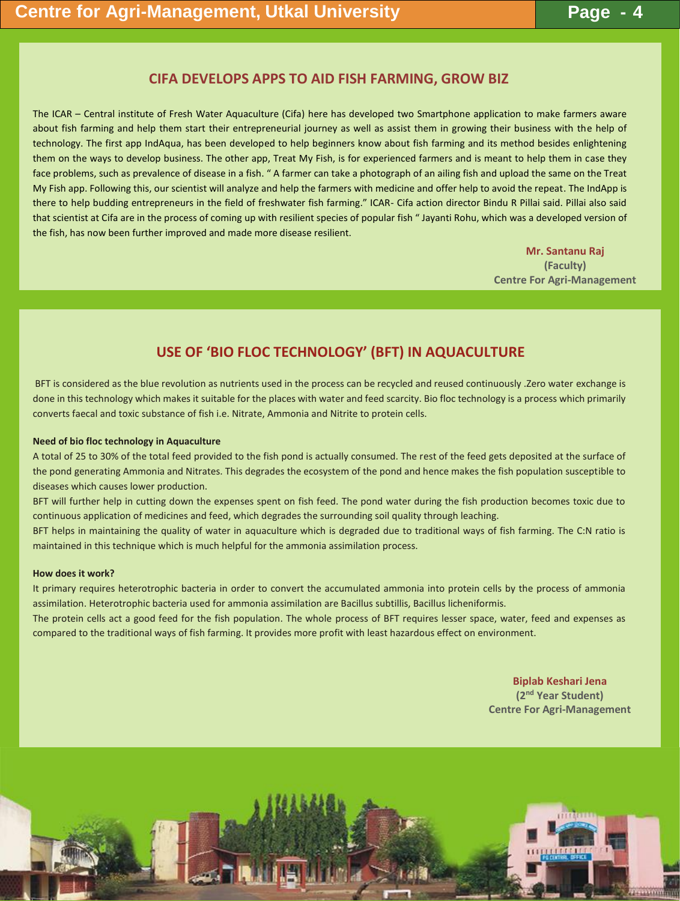## CIFA DEVELOPS APPS TO AID FISH FARMING, GROW BIZ

The ICAR – Central institute of Fresh Water Aquaculture (Cifa) here has developed two Smartphone application to make farmers aware about fish farming and help them start their entrepreneurial journey as well as assist them in growing their business with the help of technology. The first app IndAqua, has been developed to help beginners know about fish farming and its method besides enlightening them on the ways to develop business. The other app, Treat My Fish, is for experienced farmers and is meant to help them in case they face problems, such as prevalence of disease in a fish. " A farmer can take a photograph of an ailing fish and upload the same on the Treat My Fish app. Following this, our scientist will analyze and help the farmers with medicine and offer help to avoid the repeat. The IndApp is there to help budding entrepreneurs in the field of freshwater fish farming." ICAR- Cifa action director Bindu R Pillai said. Pillai also said that scientist at Cifa are in the process of coming up with resilient species of popular fish " Jayanti Rohu, which was a developed version of the fish, has now been further improved and made more disease resilient.

**Mr. Santanu Raj**
**(Faculty)**
**Centre For Agri-Management**

## USE OF 'BIO FLOC TECHNOLOGY' (BFT) IN AQUACULTURE

BFT is considered as the blue revolution as nutrients used in the process can be recycled and reused continuously .Zero water exchange is done in this technology which makes it suitable for the places with water and feed scarcity. Bio floc technology is a process which primarily converts faecal and toxic substance of fish i.e. Nitrate, Ammonia and Nitrite to protein cells.

**Need of bio floc technology in Aquaculture**

A total of 25 to 30% of the total feed provided to the fish pond is actually consumed. The rest of the feed gets deposited at the surface of the pond generating Ammonia and Nitrates. This degrades the ecosystem of the pond and hence makes the fish population susceptible to diseases which causes lower production.

BFT will further help in cutting down the expenses spent on fish feed. The pond water during the fish production becomes toxic due to continuous application of medicines and feed, which degrades the surrounding soil quality through leaching.

BFT helps in maintaining the quality of water in aquaculture which is degraded due to traditional ways of fish farming. The C:N ratio is maintained in this technique which is much helpful for the ammonia assimilation process.

**How does it work?**

It primary requires heterotrophic bacteria in order to convert the accumulated ammonia into protein cells by the process of ammonia assimilation. Heterotrophic bacteria used for ammonia assimilation are Bacillus subtillis, Bacillus licheniformis.

The protein cells act a good feed for the fish population. The whole process of BFT requires lesser space, water, feed and expenses as compared to the traditional ways of fish farming. It provides more profit with least hazardous effect on environment.

**Biplab Keshari Jena**
**(2nd Year Student)**
**Centre For Agri-Management**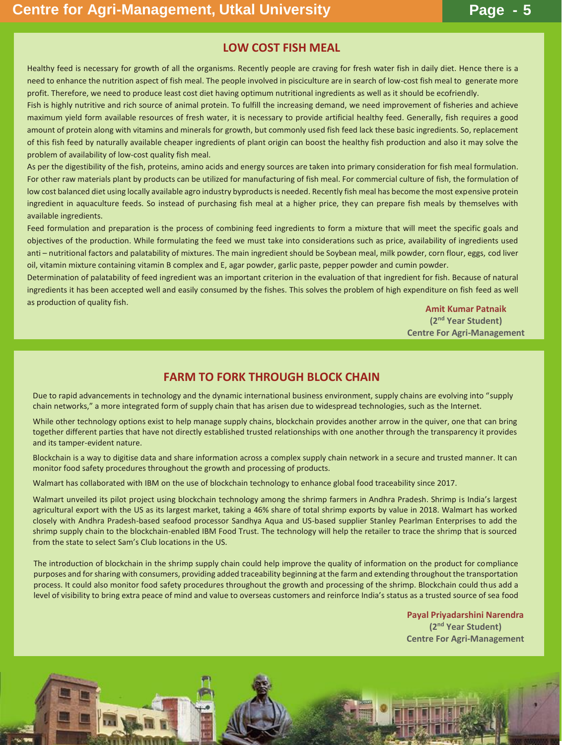## LOW COST FISH MEAL

Healthy feed is necessary for growth of all the organisms. Recently people are craving for fresh water fish in daily diet. Hence there is a need to enhance the nutrition aspect of fish meal. The people involved in pisciculture are in search of low-cost fish meal to generate more profit. Therefore, we need to produce least cost diet having optimum nutritional ingredients as well as it should be ecofriendly.

Fish is highly nutritive and rich source of animal protein. To fulfill the increasing demand, we need improvement of fisheries and achieve maximum yield form available resources of fresh water, it is necessary to provide artificial healthy feed. Generally, fish requires a good amount of protein along with vitamins and minerals for growth, but commonly used fish feed lack these basic ingredients. So, replacement of this fish feed by naturally available cheaper ingredients of plant origin can boost the healthy fish production and also it may solve the problem of availability of low-cost quality fish meal.

As per the digestibility of the fish, proteins, amino acids and energy sources are taken into primary consideration for fish meal formulation. For other raw materials plant by products can be utilized for manufacturing of fish meal. For commercial culture of fish, the formulation of low cost balanced diet using locally available agro industry byproducts is needed. Recently fish meal has become the most expensive protein ingredient in aquaculture feeds. So instead of purchasing fish meal at a higher price, they can prepare fish meals by themselves with available ingredients.

Feed formulation and preparation is the process of combining feed ingredients to form a mixture that will meet the specific goals and objectives of the production. While formulating the feed we must take into considerations such as price, availability of ingredients used anti – nutritional factors and palatability of mixtures. The main ingredient should be Soybean meal, milk powder, corn flour, eggs, cod liver oil, vitamin mixture containing vitamin B complex and E, agar powder, garlic paste, pepper powder and cumin powder.

Determination of palatability of feed ingredient was an important criterion in the evaluation of that ingredient for fish. Because of natural ingredients it has been accepted well and easily consumed by the fishes. This solves the problem of high expenditure on fish feed as well as production of quality fish.

**Amit Kumar Patnaik**
**(2nd Year Student)**
**Centre For Agri-Management**

## FARM TO FORK THROUGH BLOCK CHAIN

Due to rapid advancements in technology and the dynamic international business environment, supply chains are evolving into "supply chain networks," a more integrated form of supply chain that has arisen due to widespread technologies, such as the Internet.

While other technology options exist to help manage supply chains, blockchain provides another arrow in the quiver, one that can bring together different parties that have not directly established trusted relationships with one another through the transparency it provides and its tamper-evident nature.

Blockchain is a way to digitise data and share information across a complex supply chain network in a secure and trusted manner. It can monitor food safety procedures throughout the growth and processing of products.

Walmart has collaborated with IBM on the use of blockchain technology to enhance global food traceability since 2017.

Walmart unveiled its pilot project using blockchain technology among the shrimp farmers in Andhra Pradesh. Shrimp is India's largest agricultural export with the US as its largest market, taking a 46% share of total shrimp exports by value in 2018. Walmart has worked closely with Andhra Pradesh-based seafood processor Sandhya Aqua and US-based supplier Stanley Pearlman Enterprises to add the shrimp supply chain to the blockchain-enabled IBM Food Trust. The technology will help the retailer to trace the shrimp that is sourced from the state to select Sam's Club locations in the US.

The introduction of blockchain in the shrimp supply chain could help improve the quality of information on the product for compliance purposes and for sharing with consumers, providing added traceability beginning at the farm and extending throughout the transportation process. It could also monitor food safety procedures throughout the growth and processing of the shrimp. Blockchain could thus add a level of visibility to bring extra peace of mind and value to overseas customers and reinforce India's status as a trusted source of sea food

**Payal Priyadarshini Narendra**
**(2nd Year Student)**
**Centre For Agri-Management**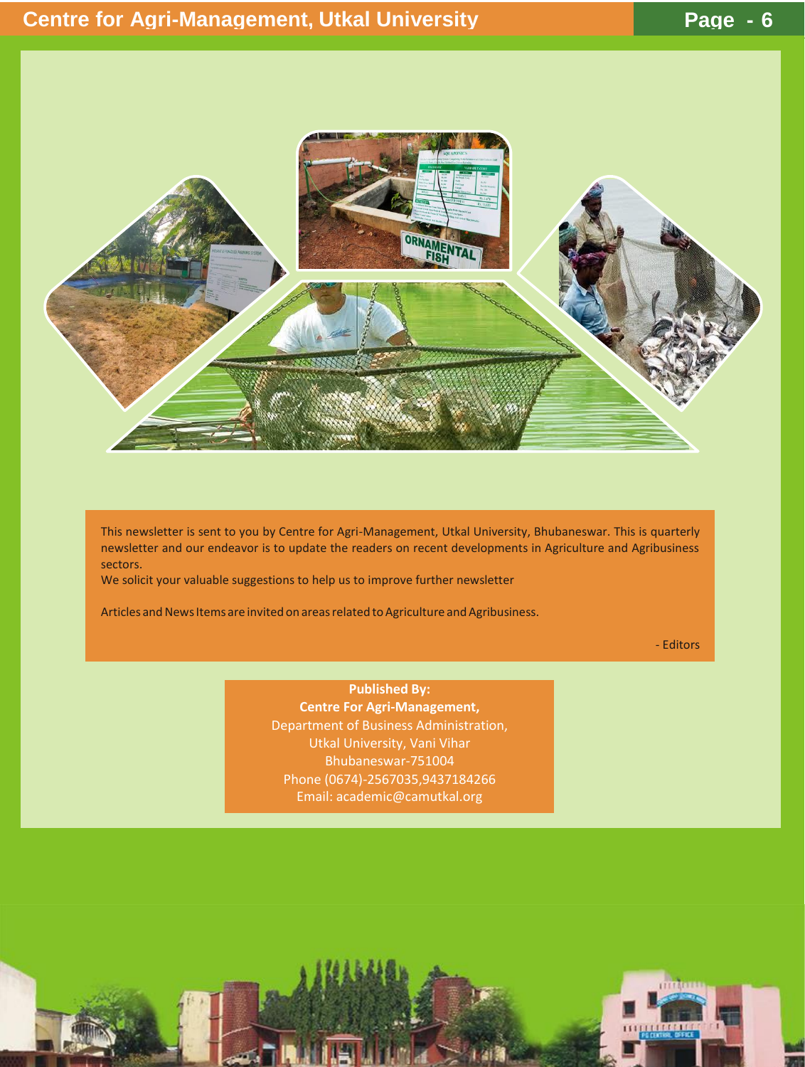This newsletter is sent to you by Centre for Agri-Management, Utkal University, Bhubaneswar. This is quarterly newsletter and our endeavor is to update the readers on recent developments in Agriculture and Agribusiness sectors.

We solicit your valuable suggestions to help us to improve further newsletter

Articles and News Items are invited on areas related to Agriculture and Agribusiness.

- Editors

**Published By:**
**Centre For Agri-Management,**
Department of Business Administration,
Utkal University, Vani Vihar
Bhubaneswar-751004
Phone (0674)-2567035,9437184266
Email: academic@camutkal.org